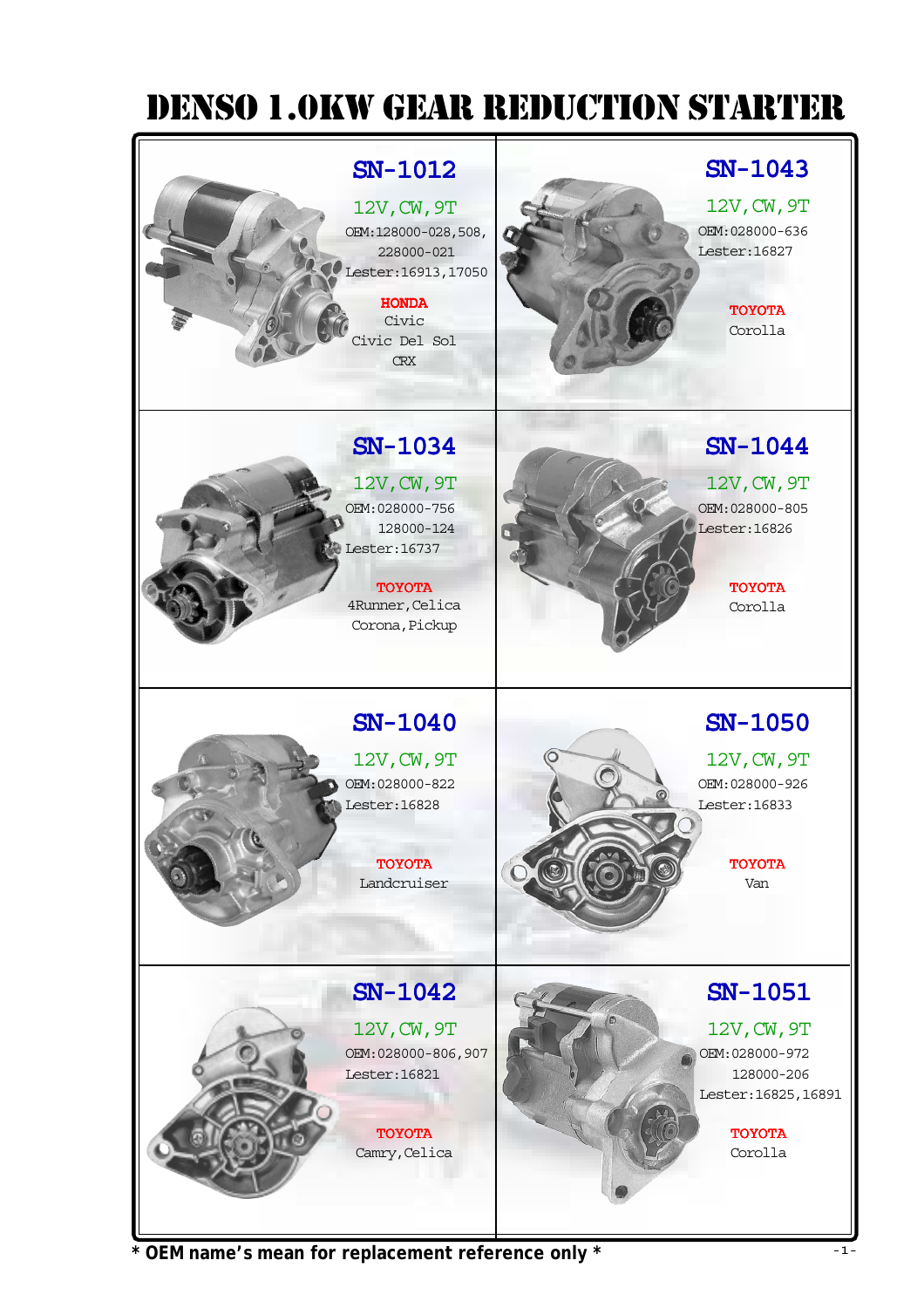# DENSO 1.0KW GEAR REDUCTION STARTER

## SN-1012

12V,CW,9T

OEM:128000-028,508,
228000-021

Lester:16913,17050

**HONDA**

Civic
Civic Del Sol
CRX

## SN-1043

12V,CW,9T

OEM:028000-636

Lester:16827

**TOYOTA**

Corolla

## SN-1034

12V,CW,9T

OEM:028000-756
128000-124

Lester:16737

**TOYOTA**

4Runner,Celica
Corona,Pickup

## SN-1044

12V,CW,9T

OEM:028000-805

Lester:16826

**TOYOTA**

Corolla

## SN-1040

12V,CW,9T

OEM:028000-822

Lester:16828

**TOYOTA**

Landcruiser

## SN-1050

12V,CW,9T

OEM:028000-926

Lester:16833

**TOYOTA**

Van

## SN-1042

12V,CW,9T

OEM:028000-806,907

Lester:16821

**TOYOTA**

Camry,Celica

## SN-1051

12V,CW,9T

OEM:028000-972
128000-206

Lester:16825,16891

**TOYOTA**

Corolla

**\* OEM name's mean for replacement reference only \***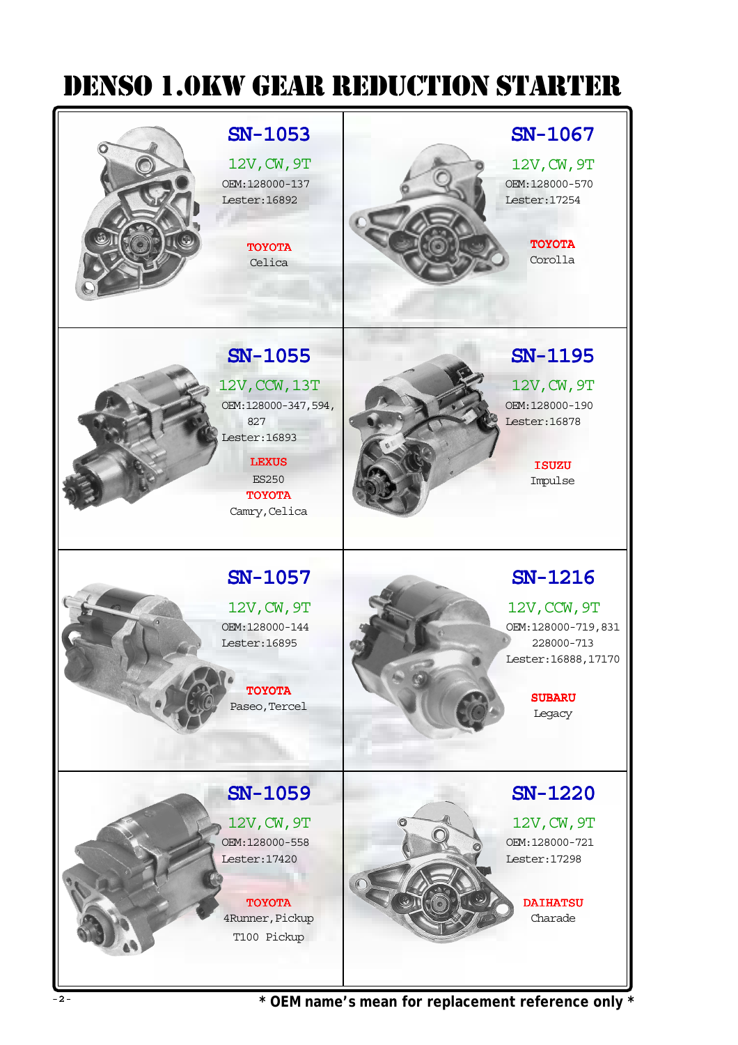# DENSO 1.0KW GEAR REDUCTION STARTER

## SN-1053

12V,CW,9T

OEM:128000-137

Lester:16892

**TOYOTA**

Celica

## SN-1067

12V,CW,9T

OEM:128000-570

Lester:17254

**TOYOTA**

Corolla

## SN-1055

12V,CCW,13T

OEM:128000-347,594,
827

Lester:16893

**LEXUS**

ES250

**TOYOTA**

Camry,Celica

## SN-1195

12V,CW,9T

OEM:128000-190

Lester:16878

**ISUZU**

Impulse

## SN-1057

12V,CW,9T

OEM:128000-144

Lester:16895

**TOYOTA**

Paseo,Tercel

## SN-1216

12V,CCW,9T

OEM:128000-719,831
228000-713

Lester:16888,17170

**SUBARU**

Legacy

## SN-1059

12V,CW,9T

OEM:128000-558

Lester:17420

**TOYOTA**

4Runner,Pickup
T100 Pickup

## SN-1220

12V,CW,9T

OEM:128000-721

Lester:17298

**DAIHATSU**

Charade

**\* OEM name's mean for replacement reference only \***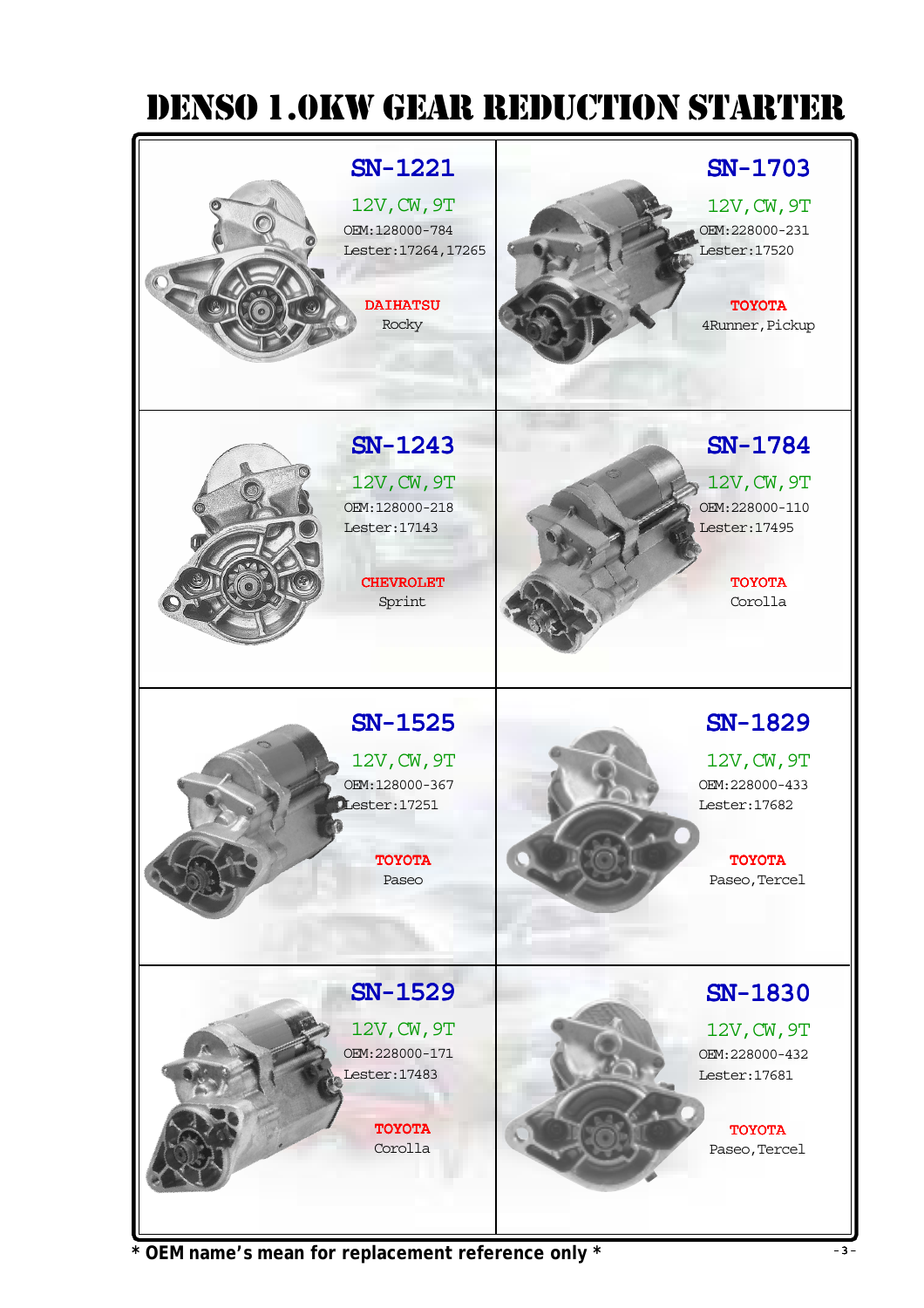# DENSO 1.0KW GEAR REDUCTION STARTER

## SN-1221

12V, CW, 9T

OEM:128000-784

Lester:17264,17265

**DAIHATSU**

Rocky

## SN-1703

12V, CW, 9T

OEM:228000-231

Lester:17520

**TOYOTA**

4Runner, Pickup

## SN-1243

12V, CW, 9T

OEM:128000-218

Lester:17143

**CHEVROLET**

Sprint

## SN-1784

12V, CW, 9T

OEM:228000-110

Lester:17495

**TOYOTA**

Corolla

## SN-1525

12V, CW, 9T

OEM:128000-367

Lester:17251

**TOYOTA**

Paseo

## SN-1829

12V, CW, 9T

OEM:228000-433

Lester:17682

**TOYOTA**

Paseo, Tercel

## SN-1529

12V, CW, 9T

OEM:228000-171

Lester:17483

**TOYOTA**

Corolla

## SN-1830

12V, CW, 9T

OEM:228000-432

Lester:17681

**TOYOTA**

Paseo, Tercel

**\* OEM name's mean for replacement reference only \***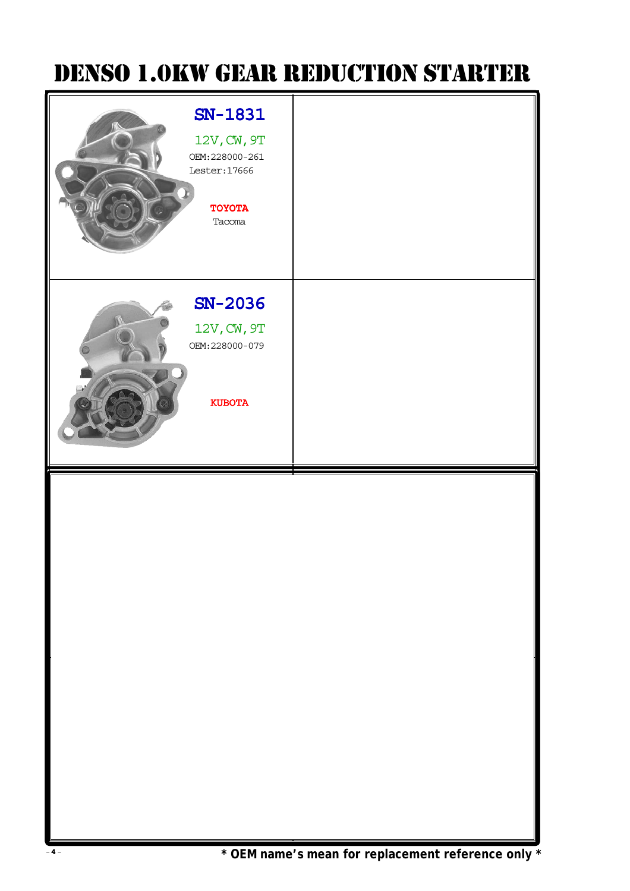# DENSO 1.0KW GEAR REDUCTION STARTER

**SN-1831**

12V,CW,9T

OEM:228000-261

Lester:17666

**TOYOTA**

Tacoma

**SN-2036**

12V,CW,9T

OEM:228000-079

**KUBOTA**

**\* OEM name's mean for replacement reference only \***